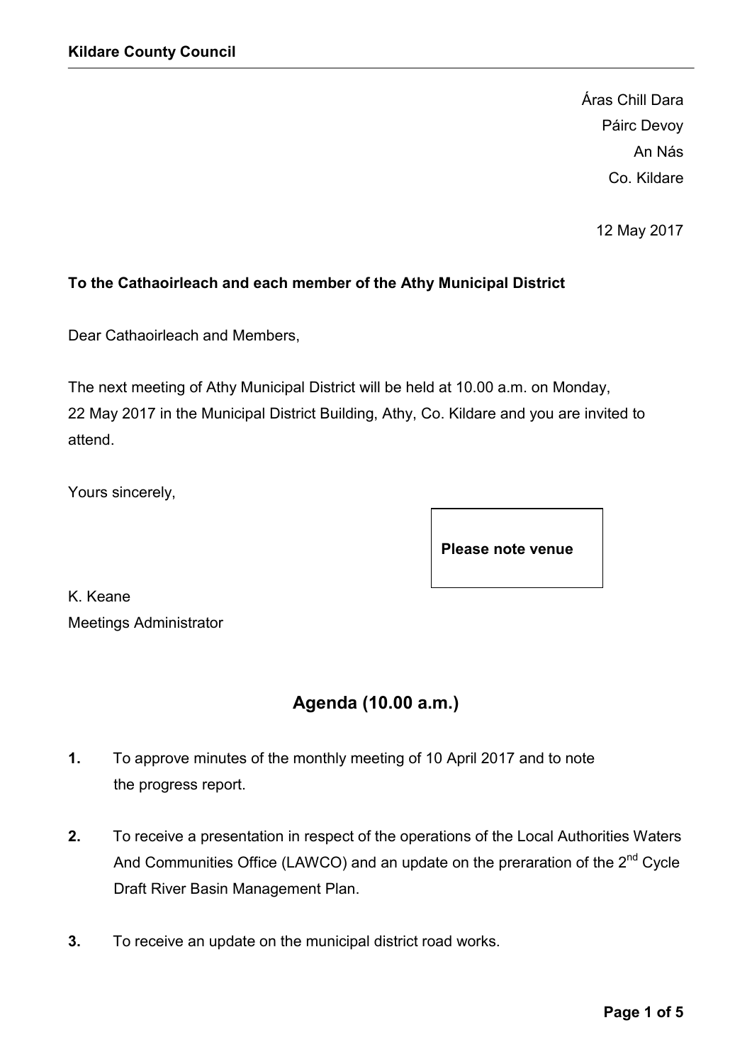**Kildare County Council**

Áras Chill Dara
Páirc Devoy
An Nás
Co. Kildare

12 May 2017

**To the Cathaoirleach and each member of the Athy Municipal District**

Dear Cathaoirleach and Members,

The next meeting of Athy Municipal District will be held at 10.00 a.m. on Monday, 22 May 2017 in the Municipal District Building, Athy, Co. Kildare and you are invited to attend.

Yours sincerely,

**Please note venue**

K. Keane
Meetings Administrator

## Agenda (10.00 a.m.)

**1.** To approve minutes of the monthly meeting of 10 April 2017 and to note the progress report.

**2.** To receive a presentation in respect of the operations of the Local Authorities Waters And Communities Office (LAWCO) and an update on the preraration of the 2nd Cycle Draft River Basin Management Plan.

**3.** To receive an update on the municipal district road works.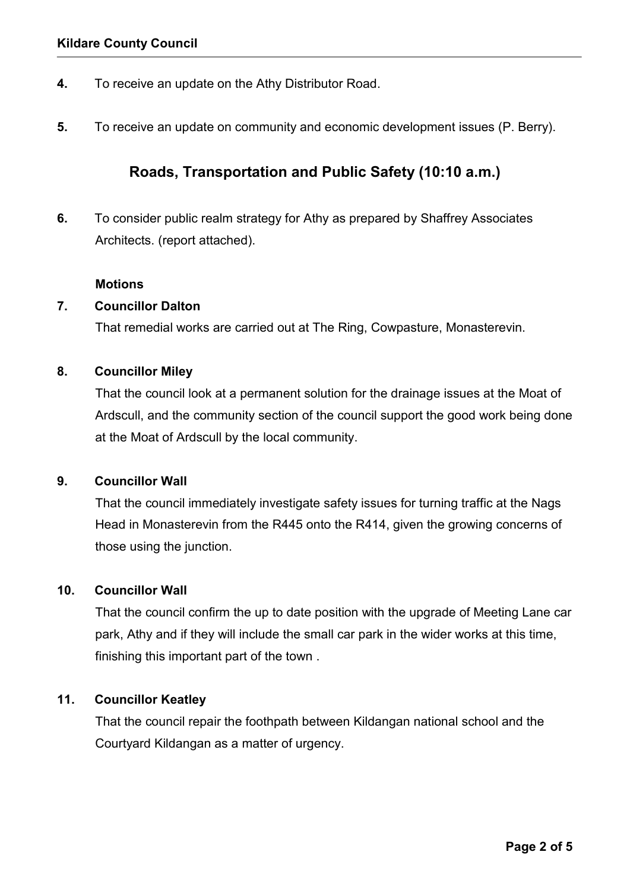**4.** To receive an update on the Athy Distributor Road.

**5.** To receive an update on community and economic development issues (P. Berry).

## Roads, Transportation and Public Safety (10:10 a.m.)

**6.** To consider public realm strategy for Athy as prepared by Shaffrey Associates Architects. (report attached).

**Motions**

**7. Councillor Dalton**

That remedial works are carried out at The Ring, Cowpasture, Monasterevin.

**8. Councillor Miley**

That the council look at a permanent solution for the drainage issues at the Moat of Ardscull, and the community section of the council support the good work being done at the Moat of Ardscull by the local community.

**9. Councillor Wall**

That the council immediately investigate safety issues for turning traffic at the Nags Head in Monasterevin from the R445 onto the R414, given the growing concerns of those using the junction.

**10. Councillor Wall**

That the council confirm the up to date position with the upgrade of Meeting Lane car park, Athy and if they will include the small car park in the wider works at this time, finishing this important part of the town .

**11. Councillor Keatley**

That the council repair the foothpath between Kildangan national school and the Courtyard Kildangan as a matter of urgency.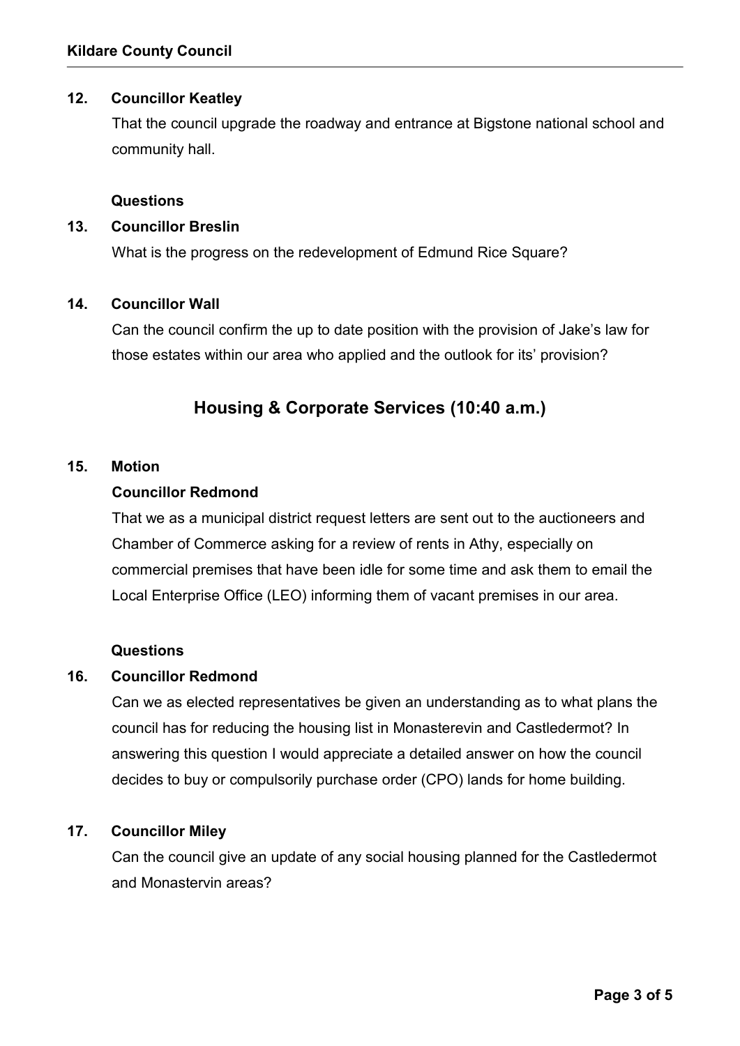**12. Councillor Keatley**

That the council upgrade the roadway and entrance at Bigstone national school and community hall.

**Questions**

**13. Councillor Breslin**

What is the progress on the redevelopment of Edmund Rice Square?

**14. Councillor Wall**

Can the council confirm the up to date position with the provision of Jake's law for those estates within our area who applied and the outlook for its' provision?

## Housing & Corporate Services (10:40 a.m.)

**15. Motion**

**Councillor Redmond**

That we as a municipal district request letters are sent out to the auctioneers and Chamber of Commerce asking for a review of rents in Athy, especially on commercial premises that have been idle for some time and ask them to email the Local Enterprise Office (LEO) informing them of vacant premises in our area.

**Questions**

**16. Councillor Redmond**

Can we as elected representatives be given an understanding as to what plans the council has for reducing the housing list in Monasterevin and Castledermot? In answering this question I would appreciate a detailed answer on how the council decides to buy or compulsorily purchase order (CPO) lands for home building.

**17. Councillor Miley**

Can the council give an update of any social housing planned for the Castledermot and Monastervin areas?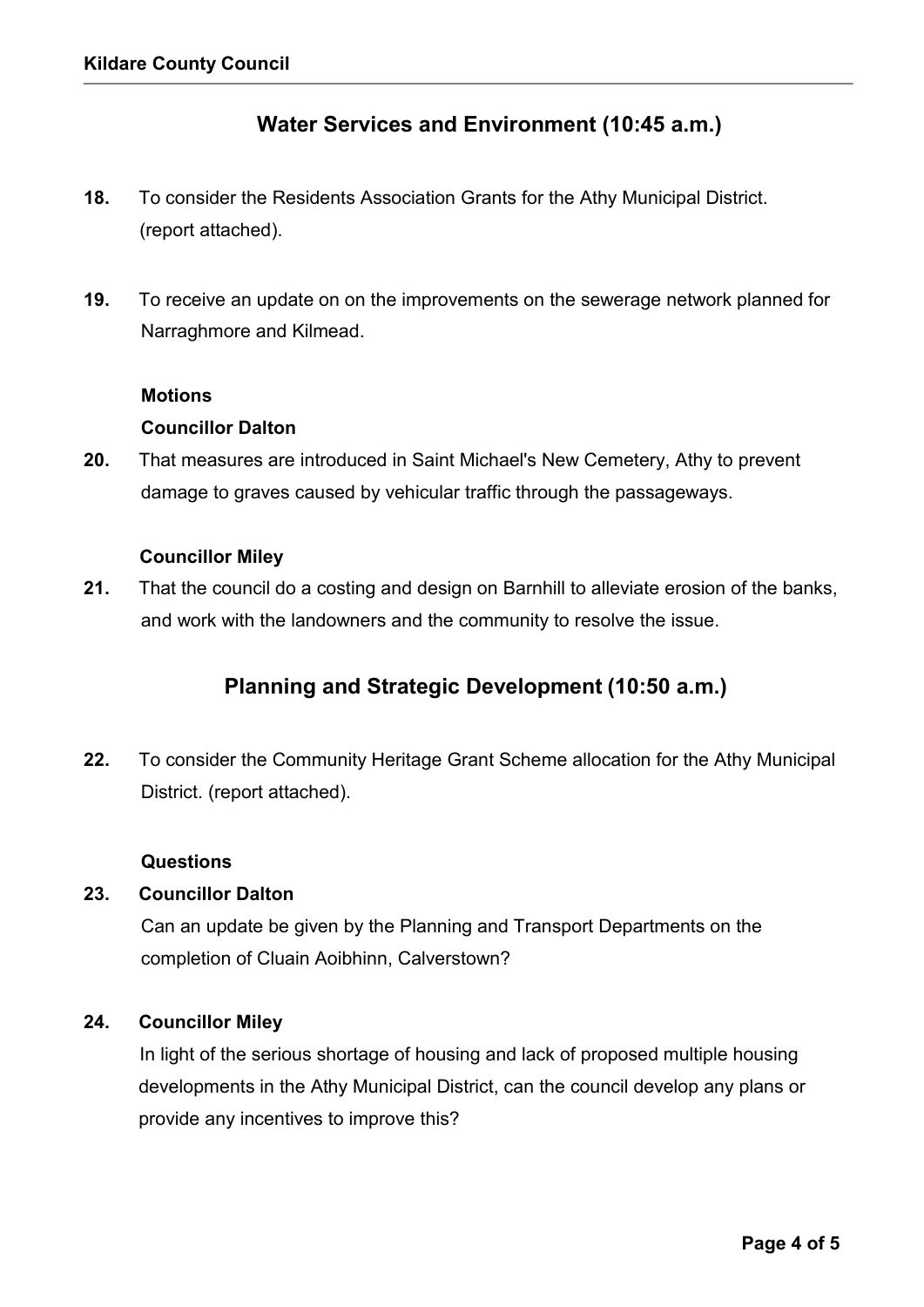## Water Services and Environment (10:45 a.m.)

**18.** To consider the Residents Association Grants for the Athy Municipal District. (report attached).

**19.** To receive an update on on the improvements on the sewerage network planned for Narraghmore and Kilmead.

**Motions**

**Councillor Dalton**

**20.** That measures are introduced in Saint Michael's New Cemetery, Athy to prevent damage to graves caused by vehicular traffic through the passageways.

**Councillor Miley**

**21.** That the council do a costing and design on Barnhill to alleviate erosion of the banks, and work with the landowners and the community to resolve the issue.

## Planning and Strategic Development (10:50 a.m.)

**22.** To consider the Community Heritage Grant Scheme allocation for the Athy Municipal District. (report attached).

**Questions**

**23. Councillor Dalton**

Can an update be given by the Planning and Transport Departments on the completion of Cluain Aoibhinn, Calverstown?

**24. Councillor Miley**

In light of the serious shortage of housing and lack of proposed multiple housing developments in the Athy Municipal District, can the council develop any plans or provide any incentives to improve this?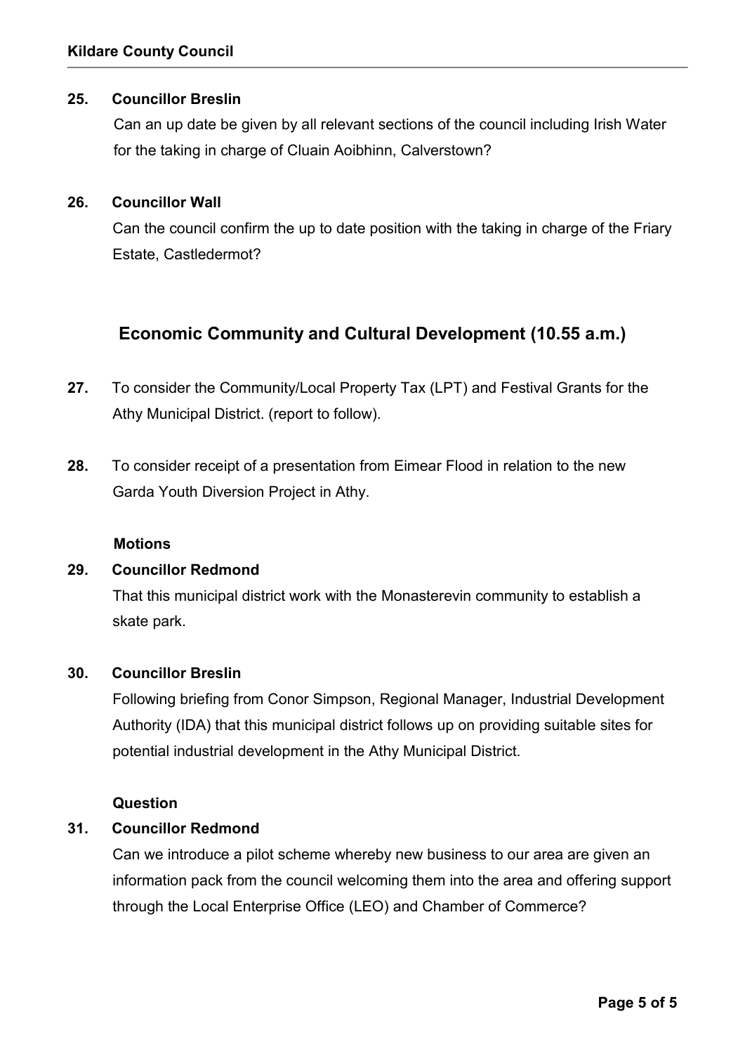**25. Councillor Breslin**

Can an up date be given by all relevant sections of the council including Irish Water for the taking in charge of Cluain Aoibhinn, Calverstown?

**26. Councillor Wall**

Can the council confirm the up to date position with the taking in charge of the Friary Estate, Castledermot?

## Economic Community and Cultural Development (10.55 a.m.)

**27.** To consider the Community/Local Property Tax (LPT) and Festival Grants for the Athy Municipal District. (report to follow).

**28.** To consider receipt of a presentation from Eimear Flood in relation to the new Garda Youth Diversion Project in Athy.

**Motions**

**29. Councillor Redmond**

That this municipal district work with the Monasterevin community to establish a skate park.

**30. Councillor Breslin**

Following briefing from Conor Simpson, Regional Manager, Industrial Development Authority (IDA) that this municipal district follows up on providing suitable sites for potential industrial development in the Athy Municipal District.

**Question**

**31. Councillor Redmond**

Can we introduce a pilot scheme whereby new business to our area are given an information pack from the council welcoming them into the area and offering support through the Local Enterprise Office (LEO) and Chamber of Commerce?